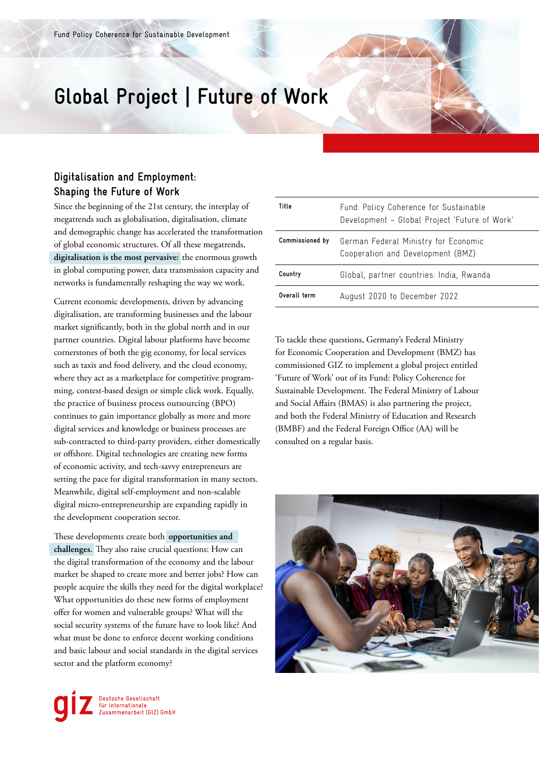Fund Policy Coherence for Sustainable Development

# Global Project | Future of Work

## Digitalisation and Employment: Shaping the Future of Work

Since the beginning of the 21st century, the interplay of megatrends such as globalisation, digitalisation, climate and demographic change has accelerated the transformation of global economic structures. Of all these megatrends, **digitalisation is the most pervasive:** the enormous growth in global computing power, data transmission capacity and networks is fundamentally reshaping the way we work.

Current economic developments, driven by advancing digitalisation, are transforming businesses and the labour market significantly, both in the global north and in our partner countries. Digital labour platforms have become cornerstones of both the gig economy, for local services such as taxis and food delivery, and the cloud economy, where they act as a marketplace for competitive programming, contest-based design or simple click work. Equally, the practice of business process outsourcing (BPO) continues to gain importance globally as more and more digital services and knowledge or business processes are sub-contracted to third-party providers, either domestically or offshore. Digital technologies are creating new forms of economic activity, and tech-savvy entrepreneurs are setting the pace for digital transformation in many sectors. Meanwhile, digital self-employment and non-scalable digital micro-entrepreneurship are expanding rapidly in the development cooperation sector.

These developments create both **opportunities and challenges.** They also raise crucial questions: How can the digital transformation of the economy and the labour market be shaped to create more and better jobs? How can people acquire the skills they need for the digital workplace? What opportunities do these new forms of employment offer for women and vulnerable groups? What will the social security systems of the future have to look like? And what must be done to enforce decent working conditions and basic labour and social standards in the digital services sector and the platform economy?

| | |
|---|---|
| **Title** | Fund: Policy Coherence for Sustainable Development – Global Project 'Future of Work' |
| **Commissioned by** | German Federal Ministry for Economic Cooperation and Development (BMZ) |
| **Country** | Global, partner countries: India, Rwanda |
| **Overall term** | August 2020 to December 2022 |

To tackle these questions, Germany's Federal Ministry for Economic Cooperation and Development (BMZ) has commissioned GIZ to implement a global project entitled 'Future of Work' out of its Fund: Policy Coherence for Sustainable Development. The Federal Ministry of Labour and Social Affairs (BMAS) is also partnering the project, and both the Federal Ministry of Education and Research (BMBF) and the Federal Foreign Office (AA) will be consulted on a regular basis.

giz Deutsche Gesellschaft für Internationale Zusammenarbeit (GIZ) GmbH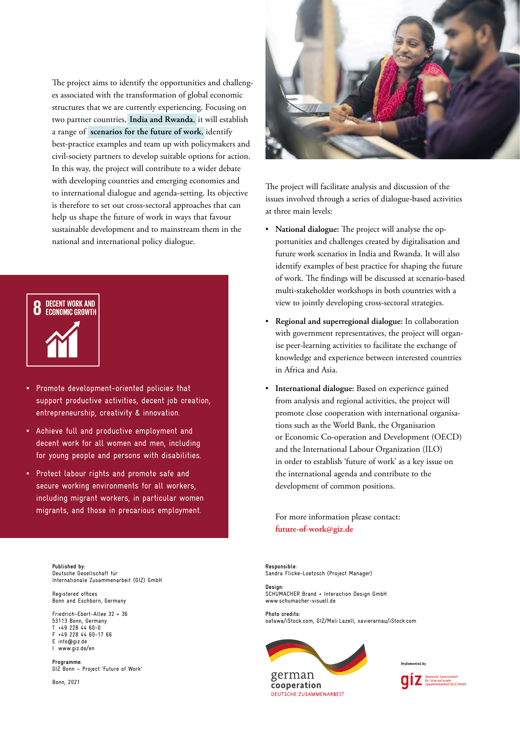The project aims to identify the opportunities and challenges associated with the transformation of global economic structures that we are currently experiencing. Focusing on two partner countries, **India and Rwanda**, it will establish a range of **scenarios for the future of work**, identify best-practice examples and team up with policymakers and civil-society partners to develop suitable options for action. In this way, the project will contribute to a wider debate with developing countries and emerging economies and to international dialogue and agenda-setting. Its objective is therefore to set out cross-sectoral approaches that can help us shape the future of work in ways that favour sustainable development and to mainstream them in the national and international policy dialogue.

**8 DECENT WORK AND ECONOMIC GROWTH**

- Promote development-oriented policies that support productive activities, decent job creation, entrepreneurship, creativity & innovation.
- Achieve full and productive employment and decent work for all women and men, including for young people and persons with disabilities.
- Protect labour rights and promote safe and secure working environments for all workers, including migrant workers, in particular women migrants, and those in precarious employment.

The project will facilitate analysis and discussion of the issues involved through a series of dialogue-based activities at three main levels:

- **National dialogue:** The project will analyse the opportunities and challenges created by digitalisation and future work scenarios in India and Rwanda. It will also identify examples of best practice for shaping the future of work. The findings will be discussed at scenario-based multi-stakeholder workshops in both countries with a view to jointly developing cross-sectoral strategies.
- **Regional and superregional dialogue:** In collaboration with government representatives, the project will organise peer-learning activities to facilitate the exchange of knowledge and experience between interested countries in Africa and Asia.
- **International dialogue:** Based on experience gained from analysis and regional activities, the project will promote close cooperation with international organisations such as the World Bank, the Organisation or Economic Co-operation and Development (OECD) and the International Labour Organization (ILO) in order to establish 'future of work' as a key issue on the international agenda and contribute to the development of common positions.

For more information please contact:
**future-of-work@giz.de**

**Published by:**
Deutsche Gesellschaft für
Internationale Zusammenarbeit (GIZ) GmbH

Registered offices
Bonn and Eschborn, Germany

Friedrich-Ebert-Allee 32 + 36
53113 Bonn, Germany
T +49 228 44 60-0
F +49 228 44 60-17 66
E info@giz.de
I www.giz.de/en

**Programme:**
GIZ Bonn – Project 'Future of Work'

Bonn, 2021

**Responsible:**
Sandra Flicke-Loetzsch (Project Manager)

**Design:**
SCHUMACHER Brand + Interaction Design GmbH
www.schumacher-visuell.de

**Photo credits:**
oatawa/iStock.com; GIZ/Mali Lazell; xavierarnau/iStock.com

german cooperation
DEUTSCHE ZUSAMMENARBEIT

Implemented by
giz Deutsche Gesellschaft für Internationale Zusammenarbeit (GIZ) GmbH